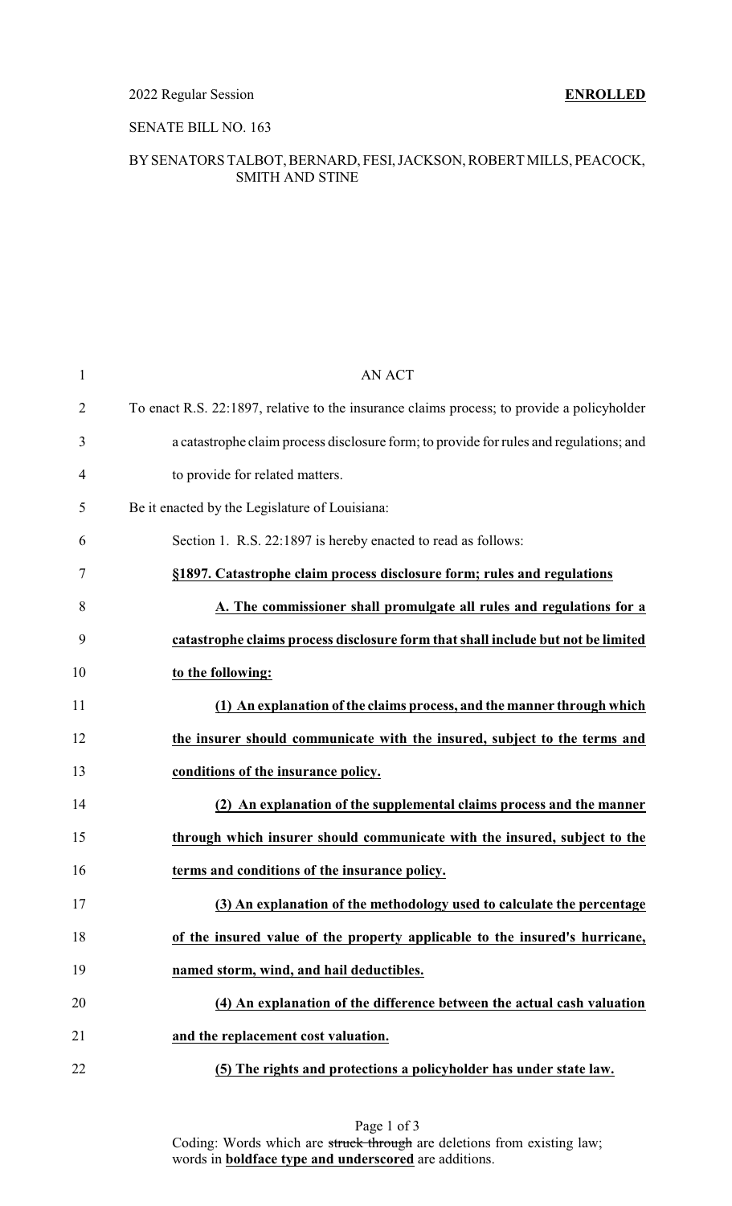2022 Regular Session **ENROLLED**

SENATE BILL NO. 163

BY SENATORS TALBOT, BERNARD, FESI, JACKSON, ROBERT MILLS, PEACOCK, SMITH AND STINE

AN ACT

To enact R.S. 22:1897, relative to the insurance claims process; to provide a policyholder a catastrophe claim process disclosure form; to provide for rules and regulations; and to provide for related matters.

Be it enacted by the Legislature of Louisiana:

Section 1. R.S. 22:1897 is hereby enacted to read as follows:

**§1897. Catastrophe claim process disclosure form; rules and regulations**

**A. The commissioner shall promulgate all rules and regulations for a catastrophe claims process disclosure form that shall include but not be limited to the following:**

**(1) An explanation of the claims process, and the manner through which the insurer should communicate with the insured, subject to the terms and conditions of the insurance policy.**

**(2) An explanation of the supplemental claims process and the manner through which insurer should communicate with the insured, subject to the terms and conditions of the insurance policy.**

**(3) An explanation of the methodology used to calculate the percentage of the insured value of the property applicable to the insured's hurricane, named storm, wind, and hail deductibles.**

**(4) An explanation of the difference between the actual cash valuation and the replacement cost valuation.**

**(5) The rights and protections a policyholder has under state law.**

Coding: Words which are ~~struck through~~ are deletions from existing law; words in **boldface type and underscored** are additions.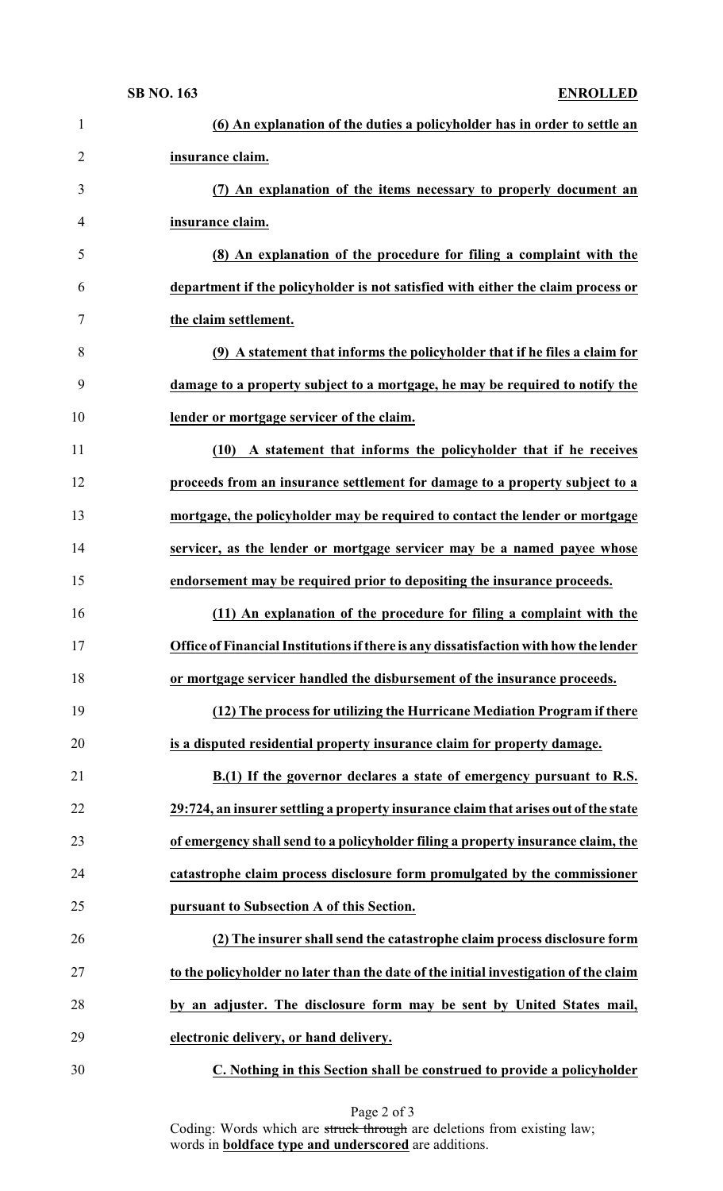**(6) An explanation of the duties a policyholder has in order to settle an insurance claim.**

**(7) An explanation of the items necessary to properly document an insurance claim.**

**(8) An explanation of the procedure for filing a complaint with the department if the policyholder is not satisfied with either the claim process or the claim settlement.**

**(9) A statement that informs the policyholder that if he files a claim for damage to a property subject to a mortgage, he may be required to notify the lender or mortgage servicer of the claim.**

**(10) A statement that informs the policyholder that if he receives proceeds from an insurance settlement for damage to a property subject to a mortgage, the policyholder may be required to contact the lender or mortgage servicer, as the lender or mortgage servicer may be a named payee whose endorsement may be required prior to depositing the insurance proceeds.**

**(11) An explanation of the procedure for filing a complaint with the Office of Financial Institutions if there is any dissatisfaction with how the lender or mortgage servicer handled the disbursement of the insurance proceeds.**

**(12) The process for utilizing the Hurricane Mediation Program if there is a disputed residential property insurance claim for property damage.**

**B.(1) If the governor declares a state of emergency pursuant to R.S. 29:724, an insurer settling a property insurance claim that arises out of the state of emergency shall send to a policyholder filing a property insurance claim, the catastrophe claim process disclosure form promulgated by the commissioner pursuant to Subsection A of this Section.**

**(2) The insurer shall send the catastrophe claim process disclosure form to the policyholder no later than the date of the initial investigation of the claim by an adjuster. The disclosure form may be sent by United States mail, electronic delivery, or hand delivery.**

**C. Nothing in this Section shall be construed to provide a policyholder**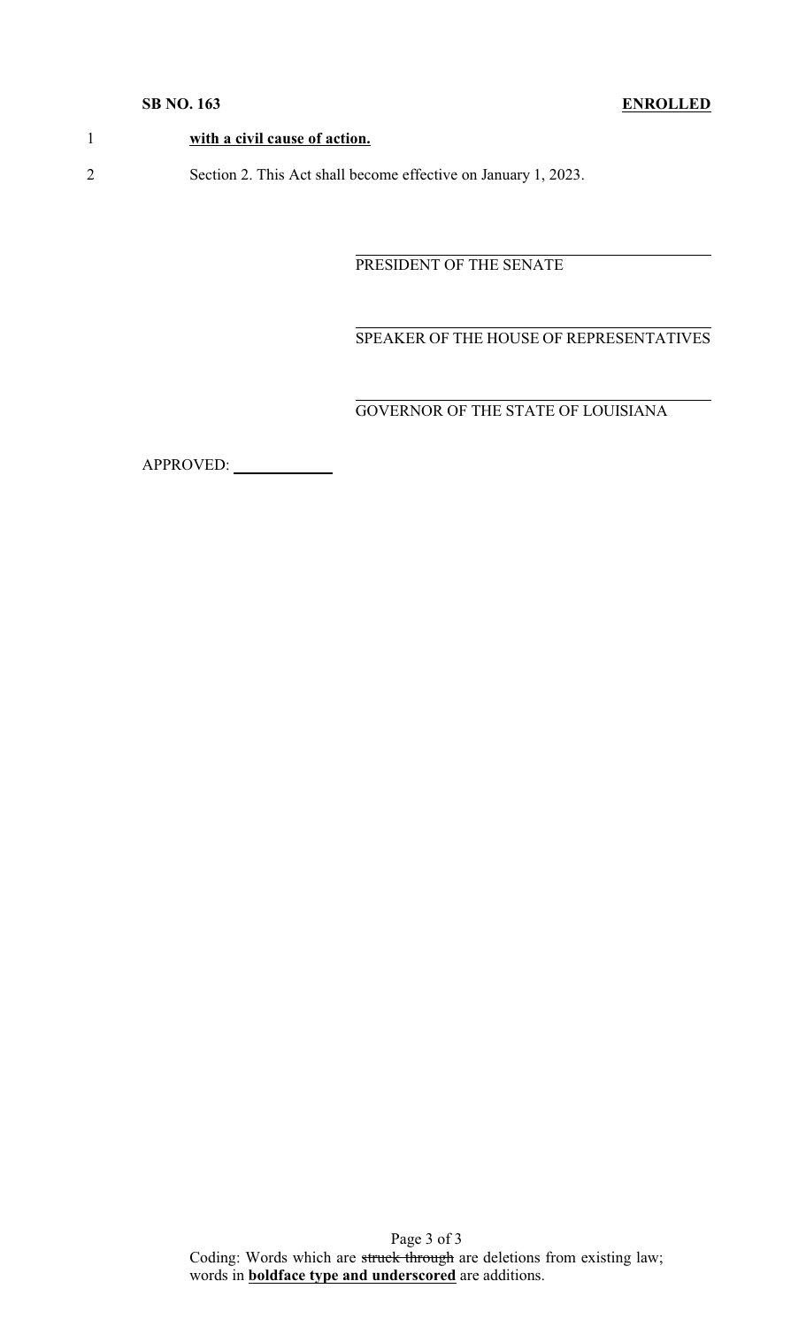**with a civil cause of action.**

Section 2. This Act shall become effective on January 1, 2023.

PRESIDENT OF THE SENATE

SPEAKER OF THE HOUSE OF REPRESENTATIVES

GOVERNOR OF THE STATE OF LOUISIANA

APPROVED: ____________

Coding: Words which are ~~struck through~~ are deletions from existing law; words in **boldface type and underscored** are additions.